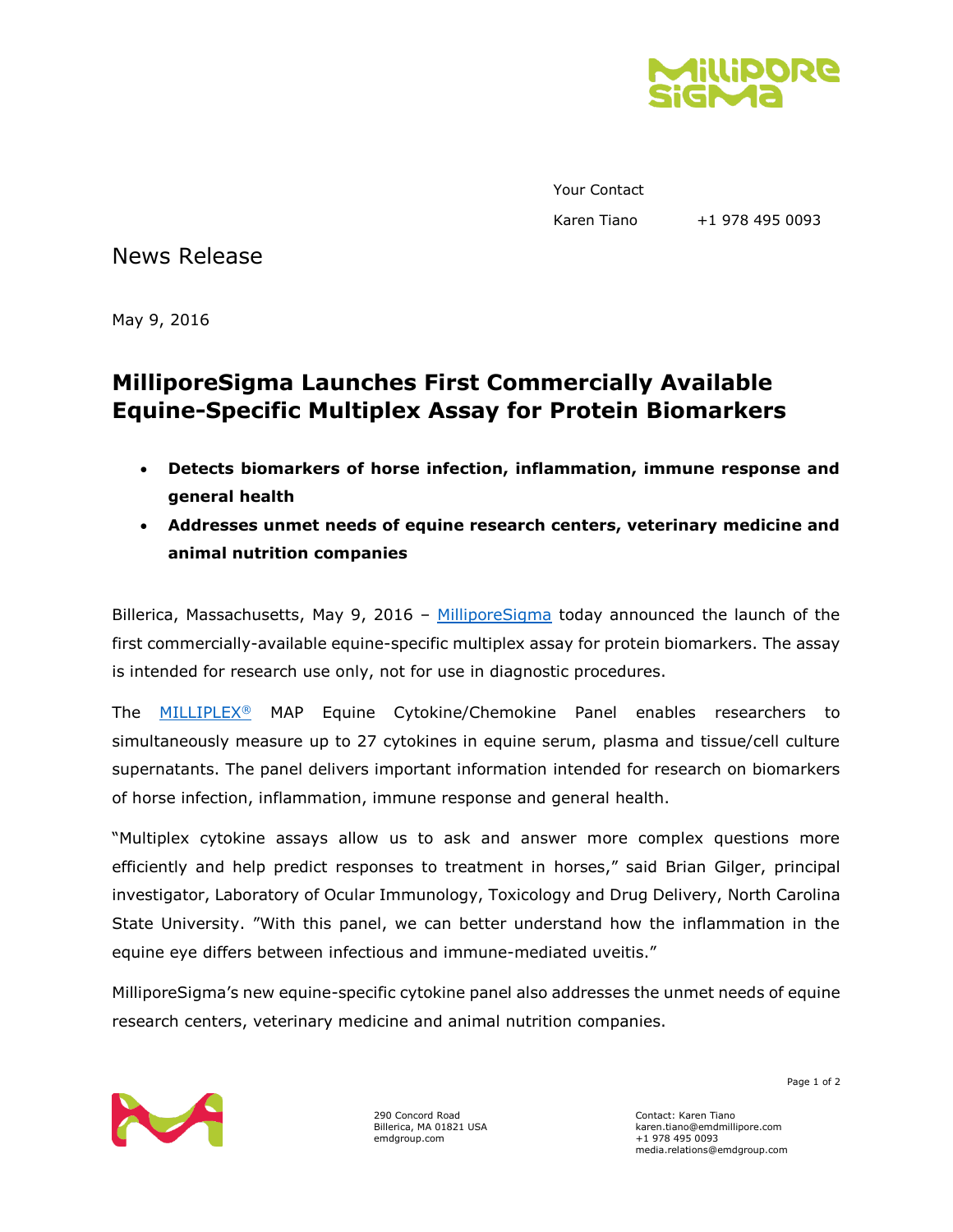Your Contact

Karen Tiano +1 978 495 0093

News Release

May 9, 2016

# MilliporeSigma Launches First Commercially Available Equine-Specific Multiplex Assay for Protein Biomarkers

- **Detects biomarkers of horse infection, inflammation, immune response and general health**
- **Addresses unmet needs of equine research centers, veterinary medicine and animal nutrition companies**

Billerica, Massachusetts, May 9, 2016 – MilliporeSigma today announced the launch of the first commercially-available equine-specific multiplex assay for protein biomarkers. The assay is intended for research use only, not for use in diagnostic procedures.

The MILLIPLEX® MAP Equine Cytokine/Chemokine Panel enables researchers to simultaneously measure up to 27 cytokines in equine serum, plasma and tissue/cell culture supernatants. The panel delivers important information intended for research on biomarkers of horse infection, inflammation, immune response and general health.

"Multiplex cytokine assays allow us to ask and answer more complex questions more efficiently and help predict responses to treatment in horses," said Brian Gilger, principal investigator, Laboratory of Ocular Immunology, Toxicology and Drug Delivery, North Carolina State University. "With this panel, we can better understand how the inflammation in the equine eye differs between infectious and immune-mediated uveitis."

MilliporeSigma's new equine-specific cytokine panel also addresses the unmet needs of equine research centers, veterinary medicine and animal nutrition companies.

290 Concord Road
Billerica, MA 01821 USA
emdgroup.com

Contact: Karen Tiano
karen.tiano@emdmillipore.com
+1 978 495 0093
media.relations@emdgroup.com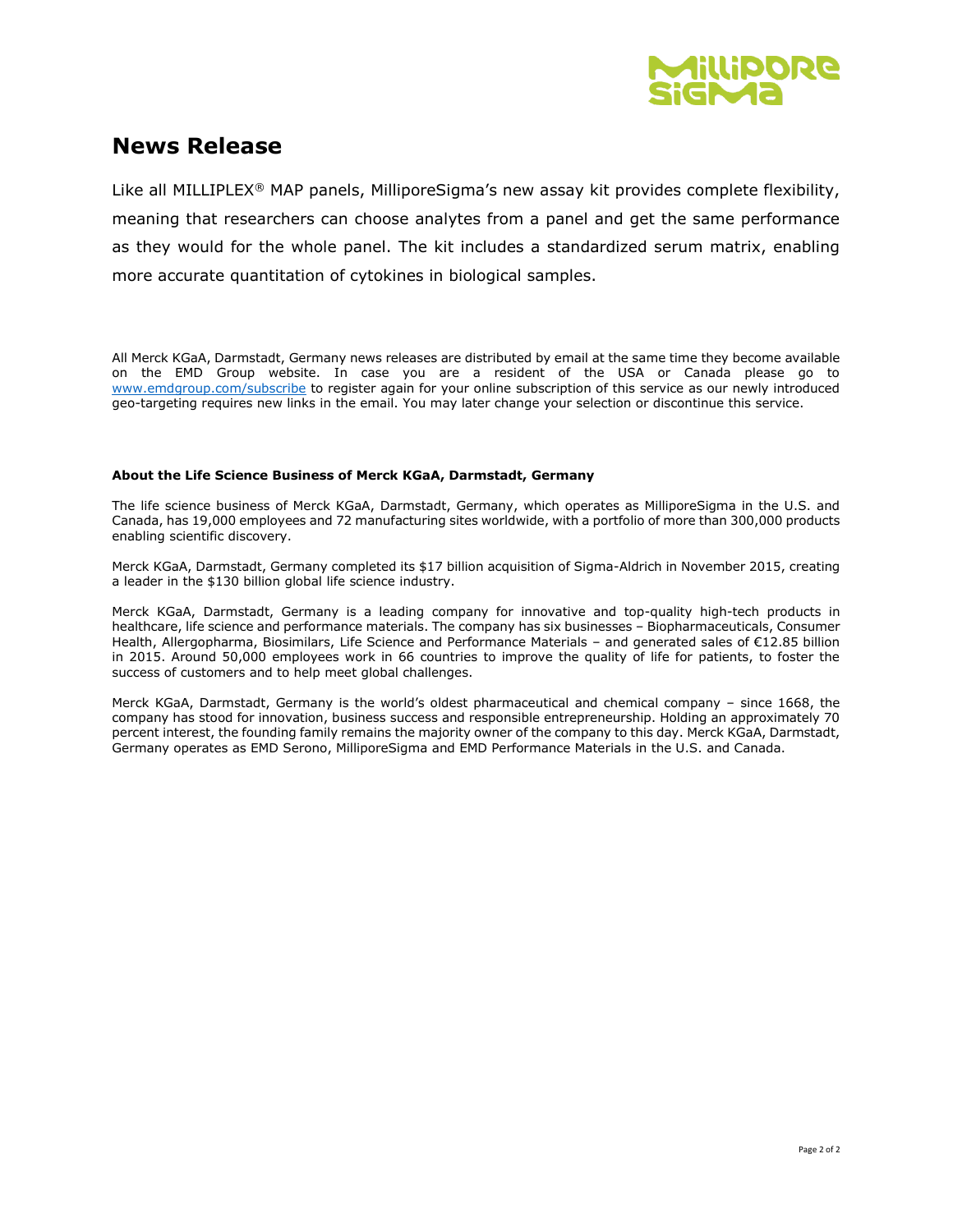## News Release

Like all MILLIPLEX® MAP panels, MilliporeSigma's new assay kit provides complete flexibility, meaning that researchers can choose analytes from a panel and get the same performance as they would for the whole panel. The kit includes a standardized serum matrix, enabling more accurate quantitation of cytokines in biological samples.

All Merck KGaA, Darmstadt, Germany news releases are distributed by email at the same time they become available on the EMD Group website. In case you are a resident of the USA or Canada please go to www.emdgroup.com/subscribe to register again for your online subscription of this service as our newly introduced geo-targeting requires new links in the email. You may later change your selection or discontinue this service.

**About the Life Science Business of Merck KGaA, Darmstadt, Germany**

The life science business of Merck KGaA, Darmstadt, Germany, which operates as MilliporeSigma in the U.S. and Canada, has 19,000 employees and 72 manufacturing sites worldwide, with a portfolio of more than 300,000 products enabling scientific discovery.

Merck KGaA, Darmstadt, Germany completed its $17 billion acquisition of Sigma-Aldrich in November 2015, creating a leader in the $130 billion global life science industry.

Merck KGaA, Darmstadt, Germany is a leading company for innovative and top-quality high-tech products in healthcare, life science and performance materials. The company has six businesses – Biopharmaceuticals, Consumer Health, Allergopharma, Biosimilars, Life Science and Performance Materials – and generated sales of €12.85 billion in 2015. Around 50,000 employees work in 66 countries to improve the quality of life for patients, to foster the success of customers and to help meet global challenges.

Merck KGaA, Darmstadt, Germany is the world's oldest pharmaceutical and chemical company – since 1668, the company has stood for innovation, business success and responsible entrepreneurship. Holding an approximately 70 percent interest, the founding family remains the majority owner of the company to this day. Merck KGaA, Darmstadt, Germany operates as EMD Serono, MilliporeSigma and EMD Performance Materials in the U.S. and Canada.